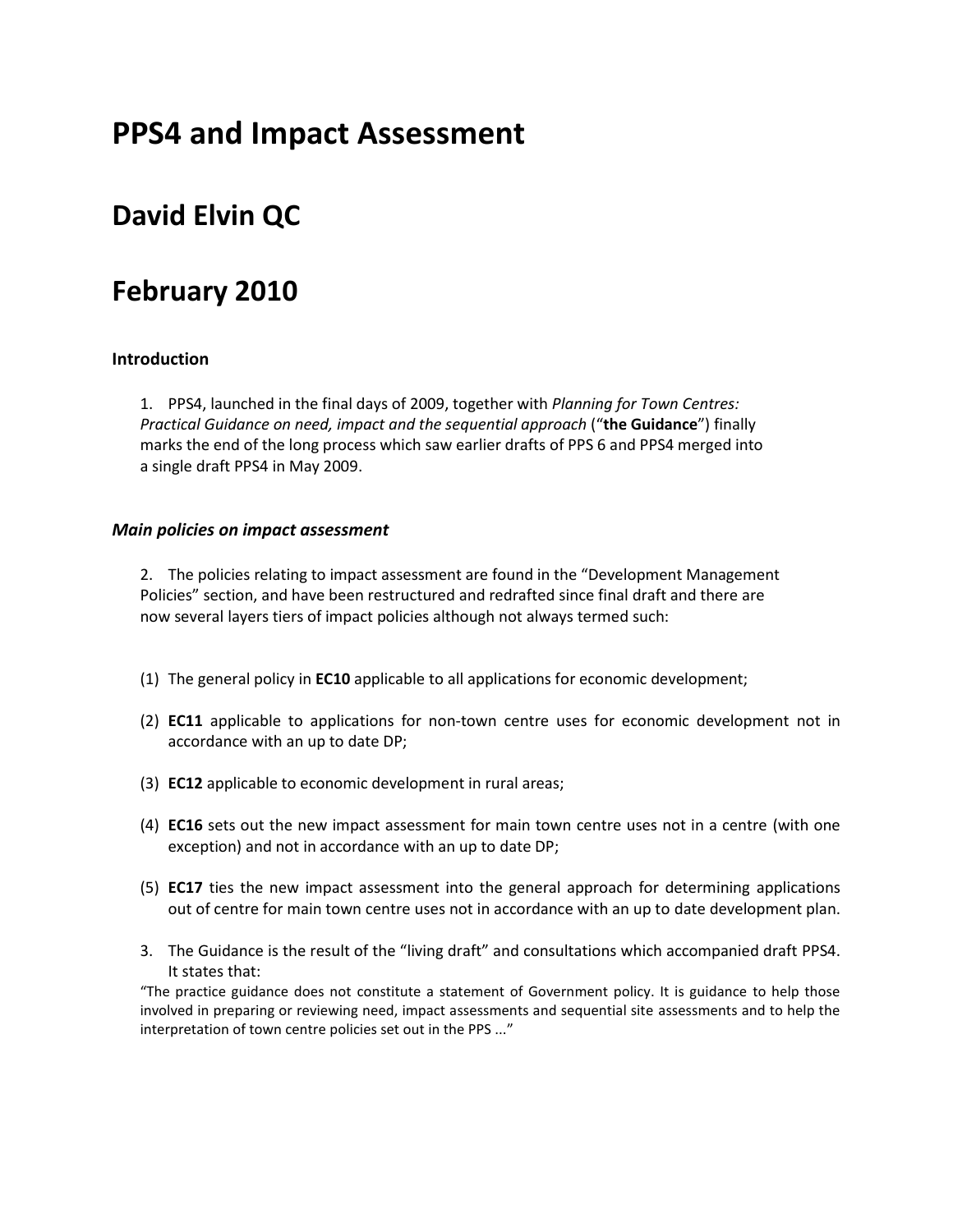# PPS4 and Impact Assessment

# David Elvin QC

# February 2010

### Introduction

1. PPS4, launched in the final days of 2009, together with *Planning for Town Centres: Practical Guidance on need, impact and the sequential approach* ("**the Guidance**") finally marks the end of the long process which saw earlier drafts of PPS 6 and PPS4 merged into a single draft PPS4 in May 2009.

### *Main policies on impact assessment*

2. The policies relating to impact assessment are found in the "Development Management Policies" section, and have been restructured and redrafted since final draft and there are now several layers tiers of impact policies although not always termed such:

(1) The general policy in **EC10** applicable to all applications for economic development;

(2) **EC11** applicable to applications for non-town centre uses for economic development not in accordance with an up to date DP;

(3) **EC12** applicable to economic development in rural areas;

(4) **EC16** sets out the new impact assessment for main town centre uses not in a centre (with one exception) and not in accordance with an up to date DP;

(5) **EC17** ties the new impact assessment into the general approach for determining applications out of centre for main town centre uses not in accordance with an up to date development plan.

3. The Guidance is the result of the "living draft" and consultations which accompanied draft PPS4. It states that:

"The practice guidance does not constitute a statement of Government policy. It is guidance to help those involved in preparing or reviewing need, impact assessments and sequential site assessments and to help the interpretation of town centre policies set out in the PPS ..."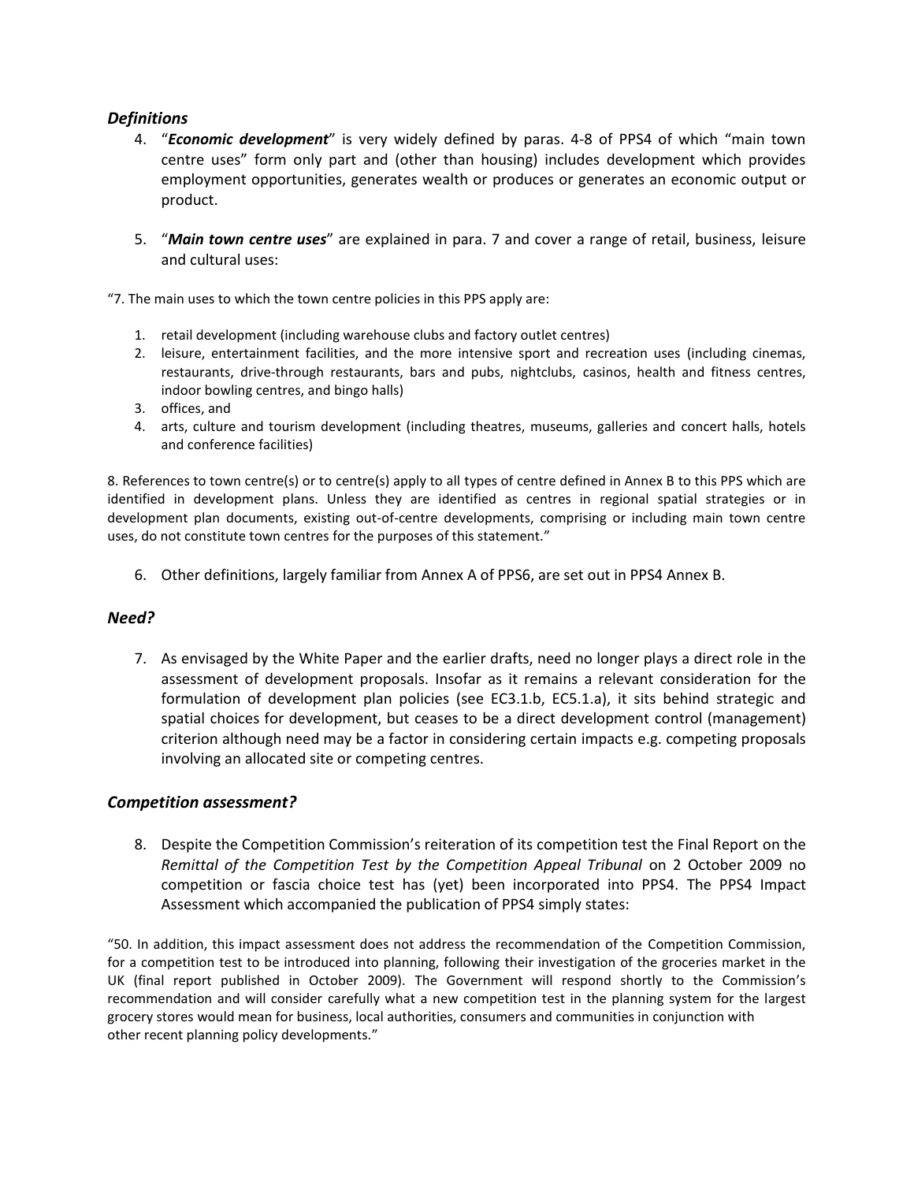## *Definitions*

4. "***Economic development***" is very widely defined by paras. 4-8 of PPS4 of which "main town centre uses" form only part and (other than housing) includes development which provides employment opportunities, generates wealth or produces or generates an economic output or product.

5. "***Main town centre uses***" are explained in para. 7 and cover a range of retail, business, leisure and cultural uses:

"7. The main uses to which the town centre policies in this PPS apply are:

1. retail development (including warehouse clubs and factory outlet centres)
2. leisure, entertainment facilities, and the more intensive sport and recreation uses (including cinemas, restaurants, drive-through restaurants, bars and pubs, nightclubs, casinos, health and fitness centres, indoor bowling centres, and bingo halls)
3. offices, and
4. arts, culture and tourism development (including theatres, museums, galleries and concert halls, hotels and conference facilities)

8. References to town centre(s) or to centre(s) apply to all types of centre defined in Annex B to this PPS which are identified in development plans. Unless they are identified as centres in regional spatial strategies or in development plan documents, existing out-of-centre developments, comprising or including main town centre uses, do not constitute town centres for the purposes of this statement."

6. Other definitions, largely familiar from Annex A of PPS6, are set out in PPS4 Annex B.

## *Need?*

7. As envisaged by the White Paper and the earlier drafts, need no longer plays a direct role in the assessment of development proposals. Insofar as it remains a relevant consideration for the formulation of development plan policies (see EC3.1.b, EC5.1.a), it sits behind strategic and spatial choices for development, but ceases to be a direct development control (management) criterion although need may be a factor in considering certain impacts e.g. competing proposals involving an allocated site or competing centres.

## *Competition assessment?*

8. Despite the Competition Commission's reiteration of its competition test the Final Report on the *Remittal of the Competition Test by the Competition Appeal Tribunal* on 2 October 2009 no competition or fascia choice test has (yet) been incorporated into PPS4. The PPS4 Impact Assessment which accompanied the publication of PPS4 simply states:

"50. In addition, this impact assessment does not address the recommendation of the Competition Commission, for a competition test to be introduced into planning, following their investigation of the groceries market in the UK (final report published in October 2009). The Government will respond shortly to the Commission's recommendation and will consider carefully what a new competition test in the planning system for the largest grocery stores would mean for business, local authorities, consumers and communities in conjunction with other recent planning policy developments."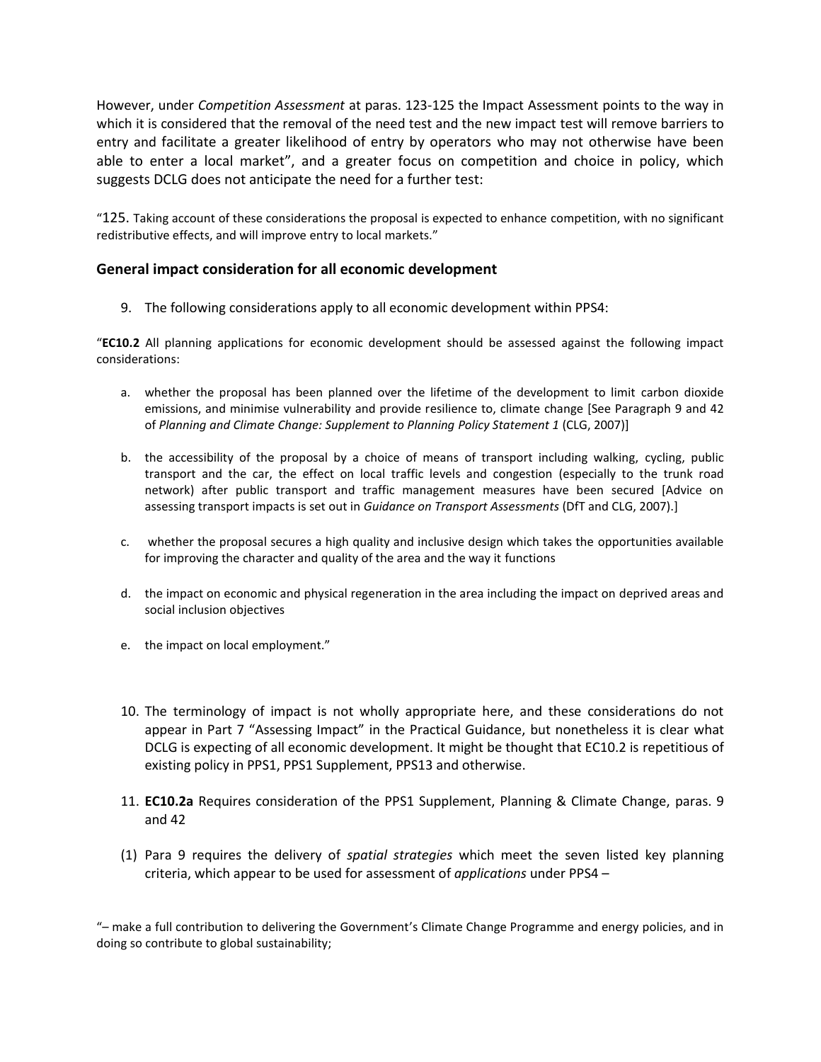However, under *Competition Assessment* at paras. 123-125 the Impact Assessment points to the way in which it is considered that the removal of the need test and the new impact test will remove barriers to entry and facilitate a greater likelihood of entry by operators who may not otherwise have been able to enter a local market", and a greater focus on competition and choice in policy, which suggests DCLG does not anticipate the need for a further test:

"125. Taking account of these considerations the proposal is expected to enhance competition, with no significant redistributive effects, and will improve entry to local markets."

### General impact consideration for all economic development

9. The following considerations apply to all economic development within PPS4:

"**EC10.2** All planning applications for economic development should be assessed against the following impact considerations:

a. whether the proposal has been planned over the lifetime of the development to limit carbon dioxide emissions, and minimise vulnerability and provide resilience to, climate change [See Paragraph 9 and 42 of *Planning and Climate Change: Supplement to Planning Policy Statement 1* (CLG, 2007)]

b. the accessibility of the proposal by a choice of means of transport including walking, cycling, public transport and the car, the effect on local traffic levels and congestion (especially to the trunk road network) after public transport and traffic management measures have been secured [Advice on assessing transport impacts is set out in *Guidance on Transport Assessments* (DfT and CLG, 2007).]

c. whether the proposal secures a high quality and inclusive design which takes the opportunities available for improving the character and quality of the area and the way it functions

d. the impact on economic and physical regeneration in the area including the impact on deprived areas and social inclusion objectives

e. the impact on local employment."

10. The terminology of impact is not wholly appropriate here, and these considerations do not appear in Part 7 "Assessing Impact" in the Practical Guidance, but nonetheless it is clear what DCLG is expecting of all economic development. It might be thought that EC10.2 is repetitious of existing policy in PPS1, PPS1 Supplement, PPS13 and otherwise.

11. **EC10.2a** Requires consideration of the PPS1 Supplement, Planning & Climate Change, paras. 9 and 42

(1) Para 9 requires the delivery of *spatial strategies* which meet the seven listed key planning criteria, which appear to be used for assessment of *applications* under PPS4 –

"– make a full contribution to delivering the Government's Climate Change Programme and energy policies, and in doing so contribute to global sustainability;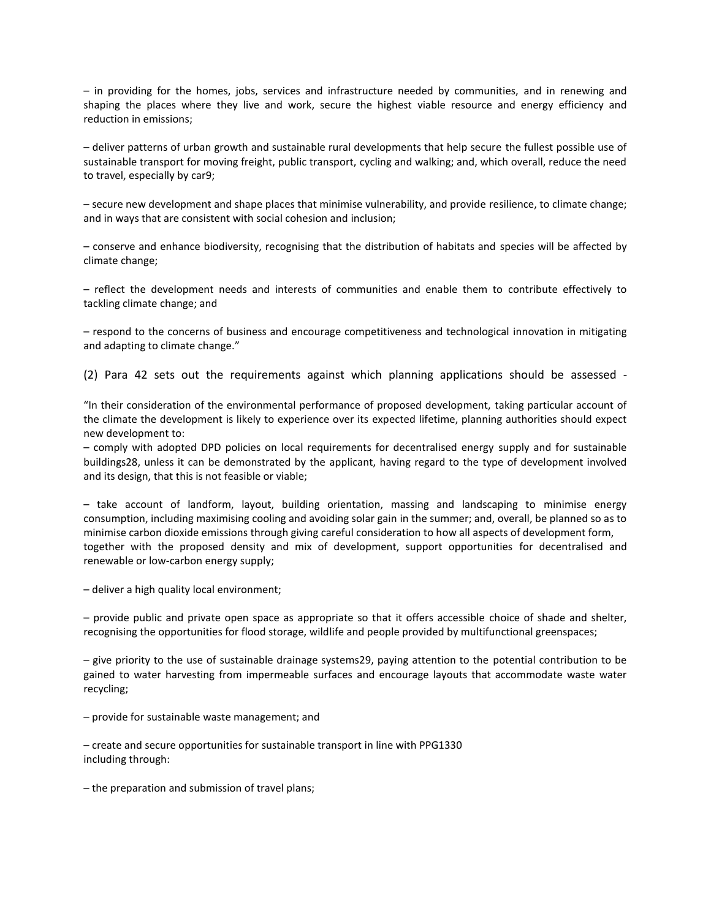– in providing for the homes, jobs, services and infrastructure needed by communities, and in renewing and shaping the places where they live and work, secure the highest viable resource and energy efficiency and reduction in emissions;

– deliver patterns of urban growth and sustainable rural developments that help secure the fullest possible use of sustainable transport for moving freight, public transport, cycling and walking; and, which overall, reduce the need to travel, especially by car9;

– secure new development and shape places that minimise vulnerability, and provide resilience, to climate change; and in ways that are consistent with social cohesion and inclusion;

– conserve and enhance biodiversity, recognising that the distribution of habitats and species will be affected by climate change;

– reflect the development needs and interests of communities and enable them to contribute effectively to tackling climate change; and

– respond to the concerns of business and encourage competitiveness and technological innovation in mitigating and adapting to climate change."

(2) Para 42 sets out the requirements against which planning applications should be assessed -

"In their consideration of the environmental performance of proposed development, taking particular account of the climate the development is likely to experience over its expected lifetime, planning authorities should expect new development to:

– comply with adopted DPD policies on local requirements for decentralised energy supply and for sustainable buildings28, unless it can be demonstrated by the applicant, having regard to the type of development involved and its design, that this is not feasible or viable;

– take account of landform, layout, building orientation, massing and landscaping to minimise energy consumption, including maximising cooling and avoiding solar gain in the summer; and, overall, be planned so as to minimise carbon dioxide emissions through giving careful consideration to how all aspects of development form, together with the proposed density and mix of development, support opportunities for decentralised and renewable or low-carbon energy supply;

– deliver a high quality local environment;

– provide public and private open space as appropriate so that it offers accessible choice of shade and shelter, recognising the opportunities for flood storage, wildlife and people provided by multifunctional greenspaces;

– give priority to the use of sustainable drainage systems29, paying attention to the potential contribution to be gained to water harvesting from impermeable surfaces and encourage layouts that accommodate waste water recycling;

– provide for sustainable waste management; and

– create and secure opportunities for sustainable transport in line with PPG1330 including through:

– the preparation and submission of travel plans;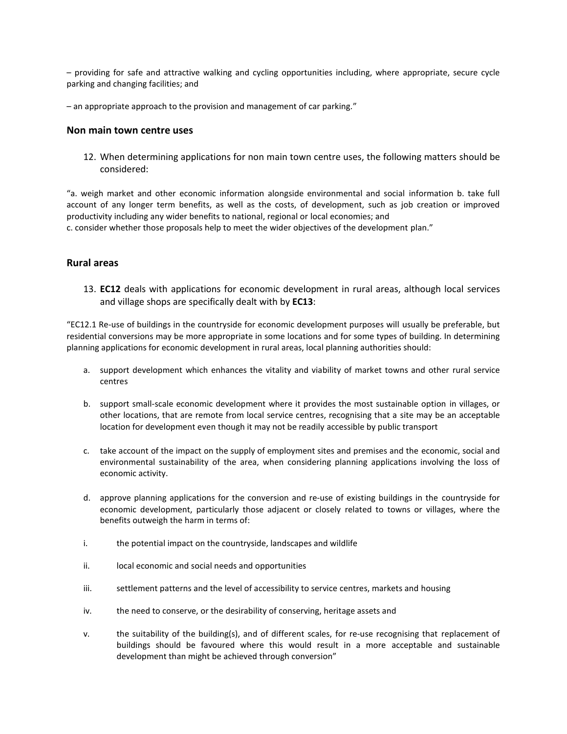– providing for safe and attractive walking and cycling opportunities including, where appropriate, secure cycle parking and changing facilities; and

– an appropriate approach to the provision and management of car parking."

## Non main town centre uses

12. When determining applications for non main town centre uses, the following matters should be considered:

"a. weigh market and other economic information alongside environmental and social information b. take full account of any longer term benefits, as well as the costs, of development, such as job creation or improved productivity including any wider benefits to national, regional or local economies; and
c. consider whether those proposals help to meet the wider objectives of the development plan."

## Rural areas

13. **EC12** deals with applications for economic development in rural areas, although local services and village shops are specifically dealt with by **EC13**:

"EC12.1 Re-use of buildings in the countryside for economic development purposes will usually be preferable, but residential conversions may be more appropriate in some locations and for some types of building. In determining planning applications for economic development in rural areas, local planning authorities should:

a. support development which enhances the vitality and viability of market towns and other rural service centres

b. support small-scale economic development where it provides the most sustainable option in villages, or other locations, that are remote from local service centres, recognising that a site may be an acceptable location for development even though it may not be readily accessible by public transport

c. take account of the impact on the supply of employment sites and premises and the economic, social and environmental sustainability of the area, when considering planning applications involving the loss of economic activity.

d. approve planning applications for the conversion and re-use of existing buildings in the countryside for economic development, particularly those adjacent or closely related to towns or villages, where the benefits outweigh the harm in terms of:

i. the potential impact on the countryside, landscapes and wildlife

ii. local economic and social needs and opportunities

iii. settlement patterns and the level of accessibility to service centres, markets and housing

iv. the need to conserve, or the desirability of conserving, heritage assets and

v. the suitability of the building(s), and of different scales, for re-use recognising that replacement of buildings should be favoured where this would result in a more acceptable and sustainable development than might be achieved through conversion"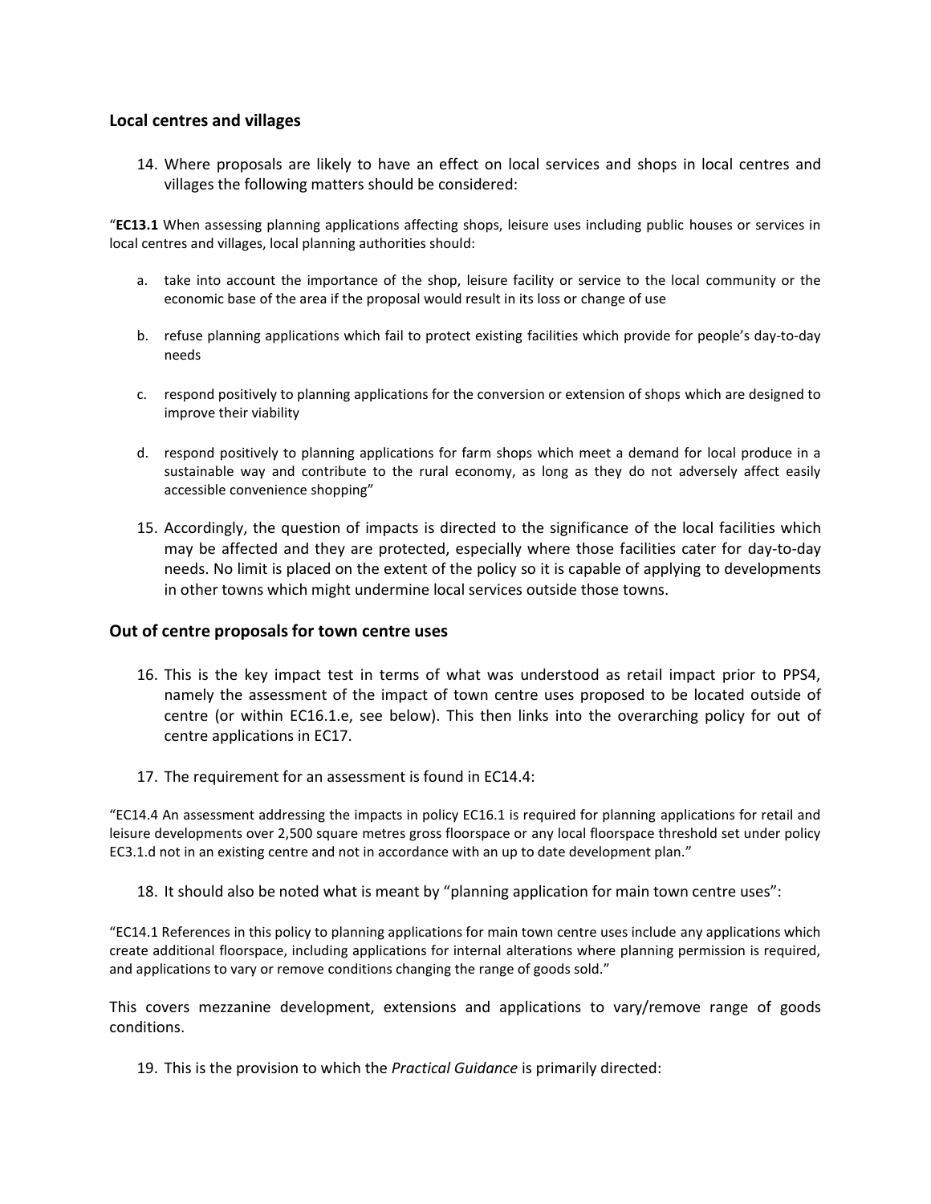## Local centres and villages

14. Where proposals are likely to have an effect on local services and shops in local centres and villages the following matters should be considered:

"**EC13.1** When assessing planning applications affecting shops, leisure uses including public houses or services in local centres and villages, local planning authorities should:

a. take into account the importance of the shop, leisure facility or service to the local community or the economic base of the area if the proposal would result in its loss or change of use

b. refuse planning applications which fail to protect existing facilities which provide for people's day-to-day needs

c. respond positively to planning applications for the conversion or extension of shops which are designed to improve their viability

d. respond positively to planning applications for farm shops which meet a demand for local produce in a sustainable way and contribute to the rural economy, as long as they do not adversely affect easily accessible convenience shopping"

15. Accordingly, the question of impacts is directed to the significance of the local facilities which may be affected and they are protected, especially where those facilities cater for day-to-day needs. No limit is placed on the extent of the policy so it is capable of applying to developments in other towns which might undermine local services outside those towns.

## Out of centre proposals for town centre uses

16. This is the key impact test in terms of what was understood as retail impact prior to PPS4, namely the assessment of the impact of town centre uses proposed to be located outside of centre (or within EC16.1.e, see below). This then links into the overarching policy for out of centre applications in EC17.

17. The requirement for an assessment is found in EC14.4:

"EC14.4 An assessment addressing the impacts in policy EC16.1 is required for planning applications for retail and leisure developments over 2,500 square metres gross floorspace or any local floorspace threshold set under policy EC3.1.d not in an existing centre and not in accordance with an up to date development plan."

18. It should also be noted what is meant by "planning application for main town centre uses":

"EC14.1 References in this policy to planning applications for main town centre uses include any applications which create additional floorspace, including applications for internal alterations where planning permission is required, and applications to vary or remove conditions changing the range of goods sold."

This covers mezzanine development, extensions and applications to vary/remove range of goods conditions.

19. This is the provision to which the *Practical Guidance* is primarily directed: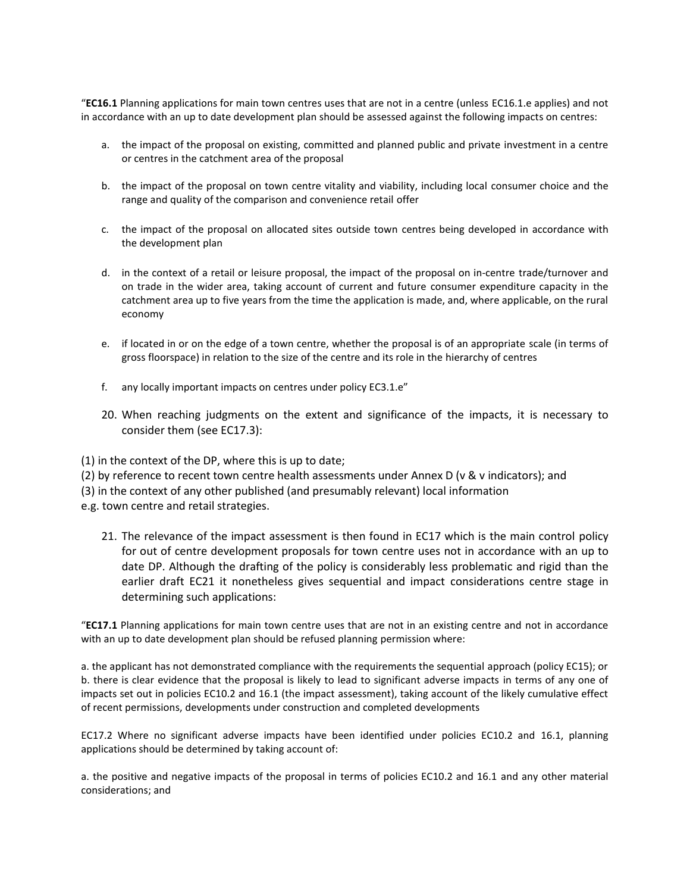"**EC16.1** Planning applications for main town centres uses that are not in a centre (unless EC16.1.e applies) and not in accordance with an up to date development plan should be assessed against the following impacts on centres:

a. the impact of the proposal on existing, committed and planned public and private investment in a centre or centres in the catchment area of the proposal

b. the impact of the proposal on town centre vitality and viability, including local consumer choice and the range and quality of the comparison and convenience retail offer

c. the impact of the proposal on allocated sites outside town centres being developed in accordance with the development plan

d. in the context of a retail or leisure proposal, the impact of the proposal on in-centre trade/turnover and on trade in the wider area, taking account of current and future consumer expenditure capacity in the catchment area up to five years from the time the application is made, and, where applicable, on the rural economy

e. if located in or on the edge of a town centre, whether the proposal is of an appropriate scale (in terms of gross floorspace) in relation to the size of the centre and its role in the hierarchy of centres

f. any locally important impacts on centres under policy EC3.1.e"

20. When reaching judgments on the extent and significance of the impacts, it is necessary to consider them (see EC17.3):

(1) in the context of the DP, where this is up to date;
(2) by reference to recent town centre health assessments under Annex D (v & v indicators); and
(3) in the context of any other published (and presumably relevant) local information
e.g. town centre and retail strategies.

21. The relevance of the impact assessment is then found in EC17 which is the main control policy for out of centre development proposals for town centre uses not in accordance with an up to date DP. Although the drafting of the policy is considerably less problematic and rigid than the earlier draft EC21 it nonetheless gives sequential and impact considerations centre stage in determining such applications:

"**EC17.1** Planning applications for main town centre uses that are not in an existing centre and not in accordance with an up to date development plan should be refused planning permission where:

a. the applicant has not demonstrated compliance with the requirements the sequential approach (policy EC15); or
b. there is clear evidence that the proposal is likely to lead to significant adverse impacts in terms of any one of impacts set out in policies EC10.2 and 16.1 (the impact assessment), taking account of the likely cumulative effect of recent permissions, developments under construction and completed developments

EC17.2 Where no significant adverse impacts have been identified under policies EC10.2 and 16.1, planning applications should be determined by taking account of:

a. the positive and negative impacts of the proposal in terms of policies EC10.2 and 16.1 and any other material considerations; and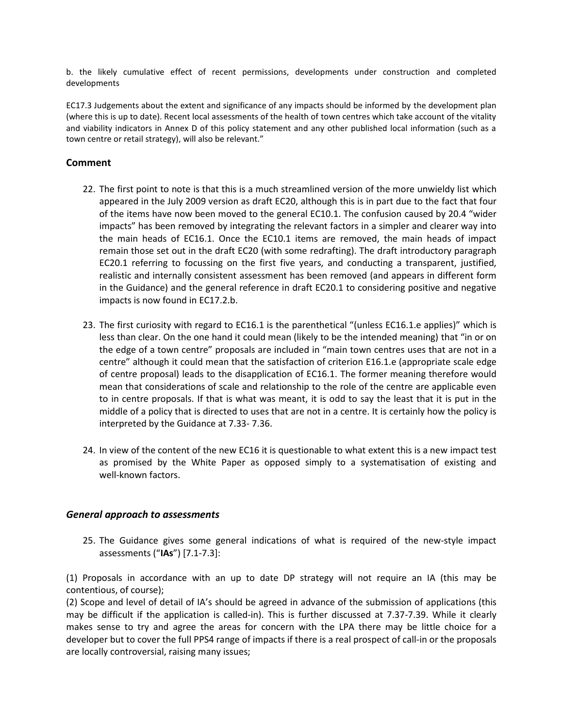b. the likely cumulative effect of recent permissions, developments under construction and completed developments

EC17.3 Judgements about the extent and significance of any impacts should be informed by the development plan (where this is up to date). Recent local assessments of the health of town centres which take account of the vitality and viability indicators in Annex D of this policy statement and any other published local information (such as a town centre or retail strategy), will also be relevant."

## Comment

22. The first point to note is that this is a much streamlined version of the more unwieldy list which appeared in the July 2009 version as draft EC20, although this is in part due to the fact that four of the items have now been moved to the general EC10.1. The confusion caused by 20.4 "wider impacts" has been removed by integrating the relevant factors in a simpler and clearer way into the main heads of EC16.1. Once the EC10.1 items are removed, the main heads of impact remain those set out in the draft EC20 (with some redrafting). The draft introductory paragraph EC20.1 referring to focussing on the first five years, and conducting a transparent, justified, realistic and internally consistent assessment has been removed (and appears in different form in the Guidance) and the general reference in draft EC20.1 to considering positive and negative impacts is now found in EC17.2.b.

23. The first curiosity with regard to EC16.1 is the parenthetical "(unless EC16.1.e applies)" which is less than clear. On the one hand it could mean (likely to be the intended meaning) that "in or on the edge of a town centre" proposals are included in "main town centres uses that are not in a centre" although it could mean that the satisfaction of criterion E16.1.e (appropriate scale edge of centre proposal) leads to the disapplication of EC16.1. The former meaning therefore would mean that considerations of scale and relationship to the role of the centre are applicable even to in centre proposals. If that is what was meant, it is odd to say the least that it is put in the middle of a policy that is directed to uses that are not in a centre. It is certainly how the policy is interpreted by the Guidance at 7.33- 7.36.

24. In view of the content of the new EC16 it is questionable to what extent this is a new impact test as promised by the White Paper as opposed simply to a systematisation of existing and well-known factors.

### *General approach to assessments*

25. The Guidance gives some general indications of what is required of the new-style impact assessments ("**IAs**") [7.1-7.3]:

(1) Proposals in accordance with an up to date DP strategy will not require an IA (this may be contentious, of course);
(2) Scope and level of detail of IA's should be agreed in advance of the submission of applications (this may be difficult if the application is called-in). This is further discussed at 7.37-7.39. While it clearly makes sense to try and agree the areas for concern with the LPA there may be little choice for a developer but to cover the full PPS4 range of impacts if there is a real prospect of call-in or the proposals are locally controversial, raising many issues;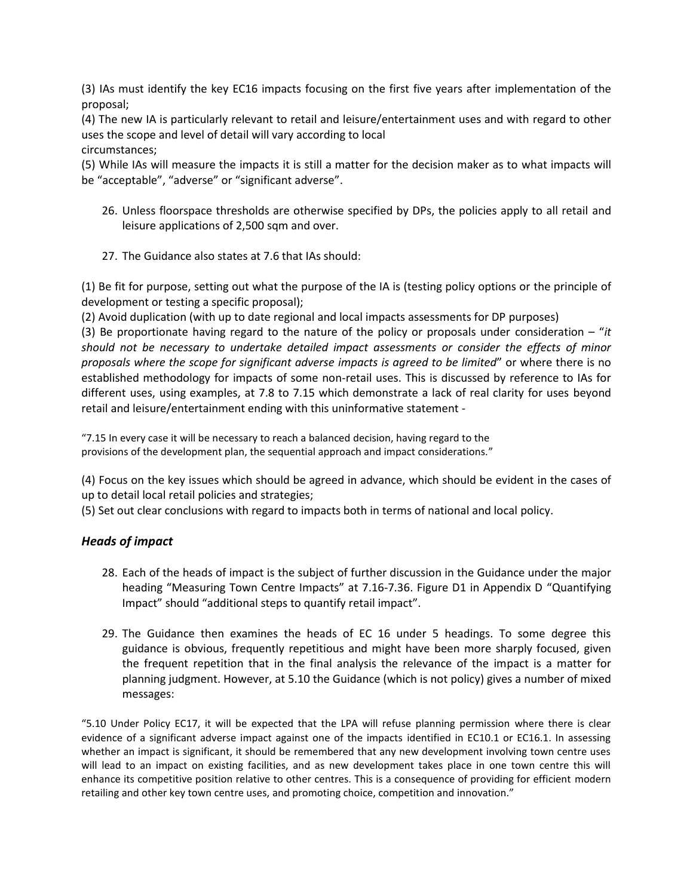(3) IAs must identify the key EC16 impacts focusing on the first five years after implementation of the proposal;
(4) The new IA is particularly relevant to retail and leisure/entertainment uses and with regard to other uses the scope and level of detail will vary according to local circumstances;
(5) While IAs will measure the impacts it is still a matter for the decision maker as to what impacts will be "acceptable", "adverse" or "significant adverse".

26. Unless floorspace thresholds are otherwise specified by DPs, the policies apply to all retail and leisure applications of 2,500 sqm and over.

27. The Guidance also states at 7.6 that IAs should:

(1) Be fit for purpose, setting out what the purpose of the IA is (testing policy options or the principle of development or testing a specific proposal);
(2) Avoid duplication (with up to date regional and local impacts assessments for DP purposes)
(3) Be proportionate having regard to the nature of the policy or proposals under consideration – "*it should not be necessary to undertake detailed impact assessments or consider the effects of minor proposals where the scope for significant adverse impacts is agreed to be limited*" or where there is no established methodology for impacts of some non-retail uses. This is discussed by reference to IAs for different uses, using examples, at 7.8 to 7.15 which demonstrate a lack of real clarity for uses beyond retail and leisure/entertainment ending with this uninformative statement -

"7.15 In every case it will be necessary to reach a balanced decision, having regard to the provisions of the development plan, the sequential approach and impact considerations."

(4) Focus on the key issues which should be agreed in advance, which should be evident in the cases of up to detail local retail policies and strategies;
(5) Set out clear conclusions with regard to impacts both in terms of national and local policy.

### *Heads of impact*

28. Each of the heads of impact is the subject of further discussion in the Guidance under the major heading "Measuring Town Centre Impacts" at 7.16-7.36. Figure D1 in Appendix D "Quantifying Impact" should "additional steps to quantify retail impact".

29. The Guidance then examines the heads of EC 16 under 5 headings. To some degree this guidance is obvious, frequently repetitious and might have been more sharply focused, given the frequent repetition that in the final analysis the relevance of the impact is a matter for planning judgment. However, at 5.10 the Guidance (which is not policy) gives a number of mixed messages:

"5.10 Under Policy EC17, it will be expected that the LPA will refuse planning permission where there is clear evidence of a significant adverse impact against one of the impacts identified in EC10.1 or EC16.1. In assessing whether an impact is significant, it should be remembered that any new development involving town centre uses will lead to an impact on existing facilities, and as new development takes place in one town centre this will enhance its competitive position relative to other centres. This is a consequence of providing for efficient modern retailing and other key town centre uses, and promoting choice, competition and innovation."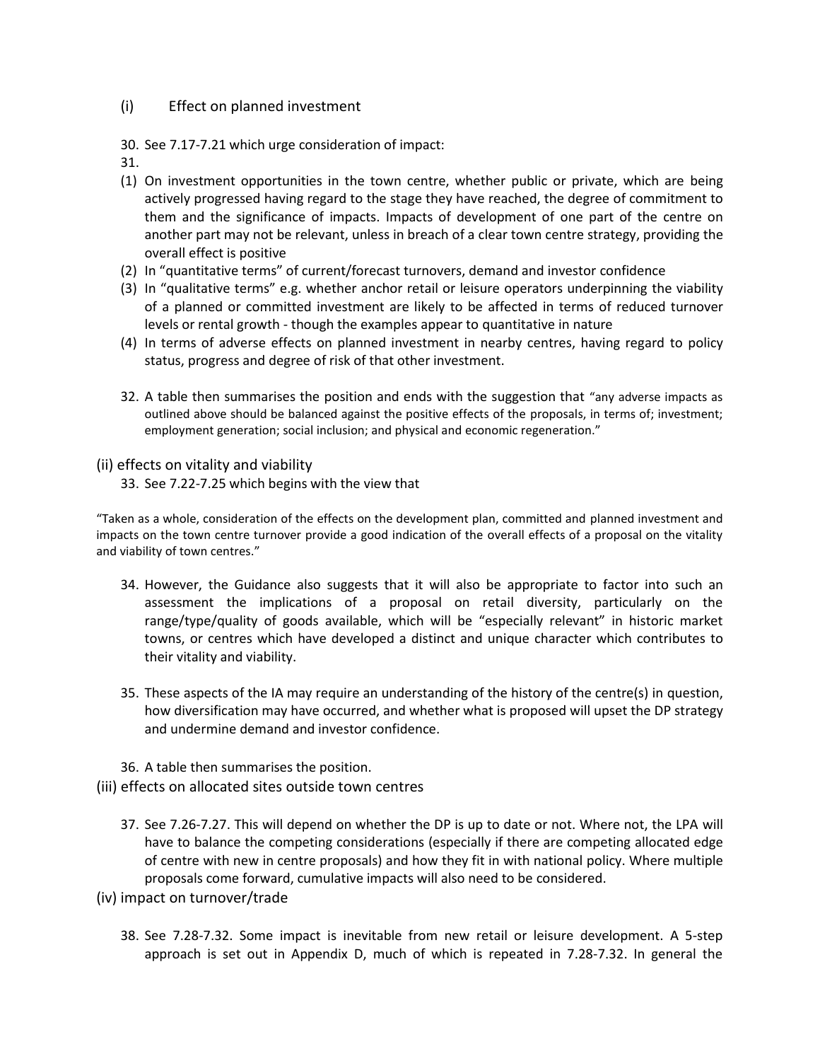## (i) Effect on planned investment

30. See 7.17-7.21 which urge consideration of impact:

31.

(1) On investment opportunities in the town centre, whether public or private, which are being actively progressed having regard to the stage they have reached, the degree of commitment to them and the significance of impacts. Impacts of development of one part of the centre on another part may not be relevant, unless in breach of a clear town centre strategy, providing the overall effect is positive

(2) In "quantitative terms" of current/forecast turnovers, demand and investor confidence

(3) In "qualitative terms" e.g. whether anchor retail or leisure operators underpinning the viability of a planned or committed investment are likely to be affected in terms of reduced turnover levels or rental growth - though the examples appear to quantitative in nature

(4) In terms of adverse effects on planned investment in nearby centres, having regard to policy status, progress and degree of risk of that other investment.

32. A table then summarises the position and ends with the suggestion that "any adverse impacts as outlined above should be balanced against the positive effects of the proposals, in terms of; investment; employment generation; social inclusion; and physical and economic regeneration."

## (ii) effects on vitality and viability

33. See 7.22-7.25 which begins with the view that

"Taken as a whole, consideration of the effects on the development plan, committed and planned investment and impacts on the town centre turnover provide a good indication of the overall effects of a proposal on the vitality and viability of town centres."

34. However, the Guidance also suggests that it will also be appropriate to factor into such an assessment the implications of a proposal on retail diversity, particularly on the range/type/quality of goods available, which will be "especially relevant" in historic market towns, or centres which have developed a distinct and unique character which contributes to their vitality and viability.

35. These aspects of the IA may require an understanding of the history of the centre(s) in question, how diversification may have occurred, and whether what is proposed will upset the DP strategy and undermine demand and investor confidence.

36. A table then summarises the position.

## (iii) effects on allocated sites outside town centres

37. See 7.26-7.27. This will depend on whether the DP is up to date or not. Where not, the LPA will have to balance the competing considerations (especially if there are competing allocated edge of centre with new in centre proposals) and how they fit in with national policy. Where multiple proposals come forward, cumulative impacts will also need to be considered.

## (iv) impact on turnover/trade

38. See 7.28-7.32. Some impact is inevitable from new retail or leisure development. A 5-step approach is set out in Appendix D, much of which is repeated in 7.28-7.32. In general the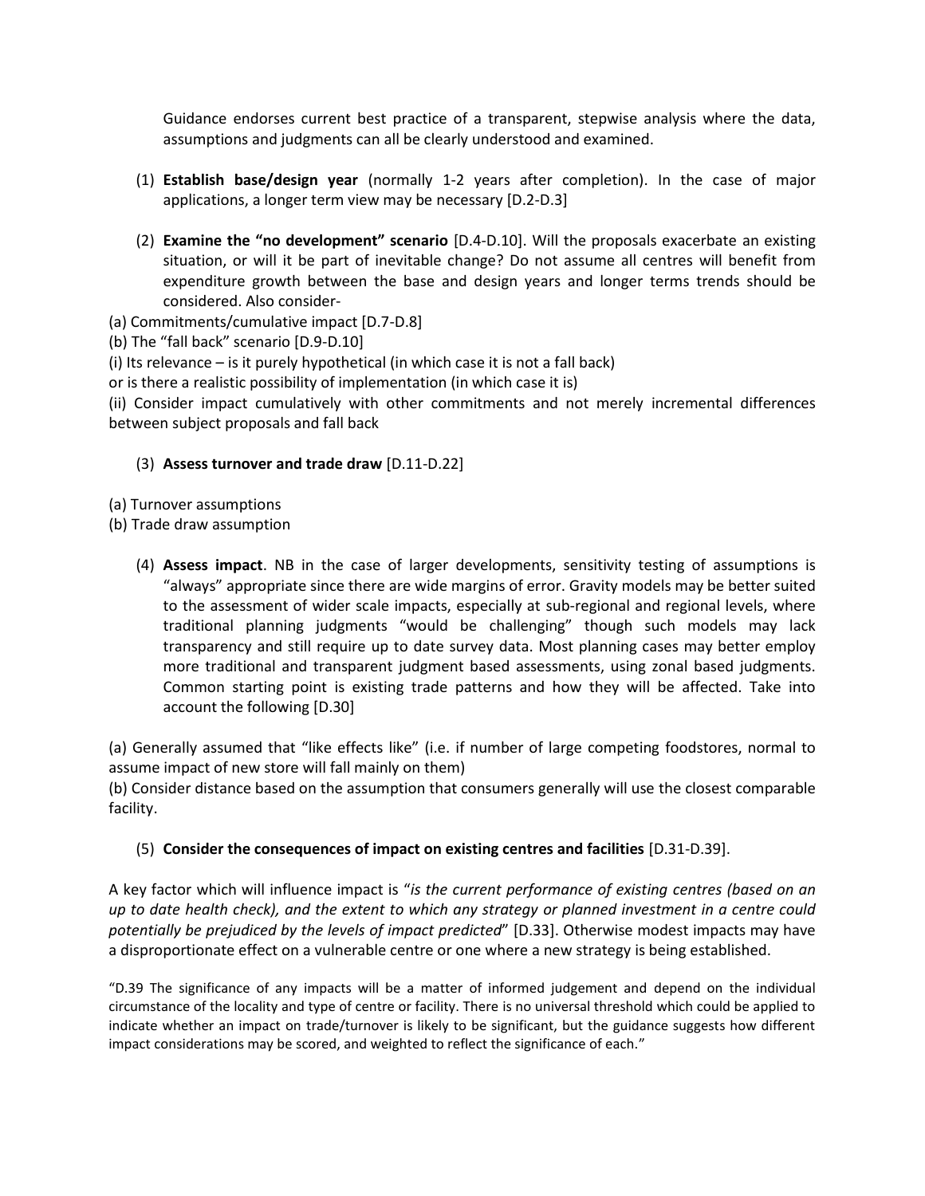Guidance endorses current best practice of a transparent, stepwise analysis where the data, assumptions and judgments can all be clearly understood and examined.

(1) **Establish base/design year** (normally 1-2 years after completion). In the case of major applications, a longer term view may be necessary [D.2-D.3]

(2) **Examine the "no development" scenario** [D.4-D.10]. Will the proposals exacerbate an existing situation, or will it be part of inevitable change? Do not assume all centres will benefit from expenditure growth between the base and design years and longer terms trends should be considered. Also consider-

(a) Commitments/cumulative impact [D.7-D.8]

(b) The "fall back" scenario [D.9-D.10]

(i) Its relevance – is it purely hypothetical (in which case it is not a fall back) or is there a realistic possibility of implementation (in which case it is)

(ii) Consider impact cumulatively with other commitments and not merely incremental differences between subject proposals and fall back

(3) **Assess turnover and trade draw** [D.11-D.22]

(a) Turnover assumptions

(b) Trade draw assumption

(4) **Assess impact**. NB in the case of larger developments, sensitivity testing of assumptions is "always" appropriate since there are wide margins of error. Gravity models may be better suited to the assessment of wider scale impacts, especially at sub-regional and regional levels, where traditional planning judgments "would be challenging" though such models may lack transparency and still require up to date survey data. Most planning cases may better employ more traditional and transparent judgment based assessments, using zonal based judgments. Common starting point is existing trade patterns and how they will be affected. Take into account the following [D.30]

(a) Generally assumed that "like effects like" (i.e. if number of large competing foodstores, normal to assume impact of new store will fall mainly on them)

(b) Consider distance based on the assumption that consumers generally will use the closest comparable facility.

(5) **Consider the consequences of impact on existing centres and facilities** [D.31-D.39].

A key factor which will influence impact is "*is the current performance of existing centres (based on an up to date health check), and the extent to which any strategy or planned investment in a centre could potentially be prejudiced by the levels of impact predicted*" [D.33]. Otherwise modest impacts may have a disproportionate effect on a vulnerable centre or one where a new strategy is being established.

"D.39 The significance of any impacts will be a matter of informed judgement and depend on the individual circumstance of the locality and type of centre or facility. There is no universal threshold which could be applied to indicate whether an impact on trade/turnover is likely to be significant, but the guidance suggests how different impact considerations may be scored, and weighted to reflect the significance of each."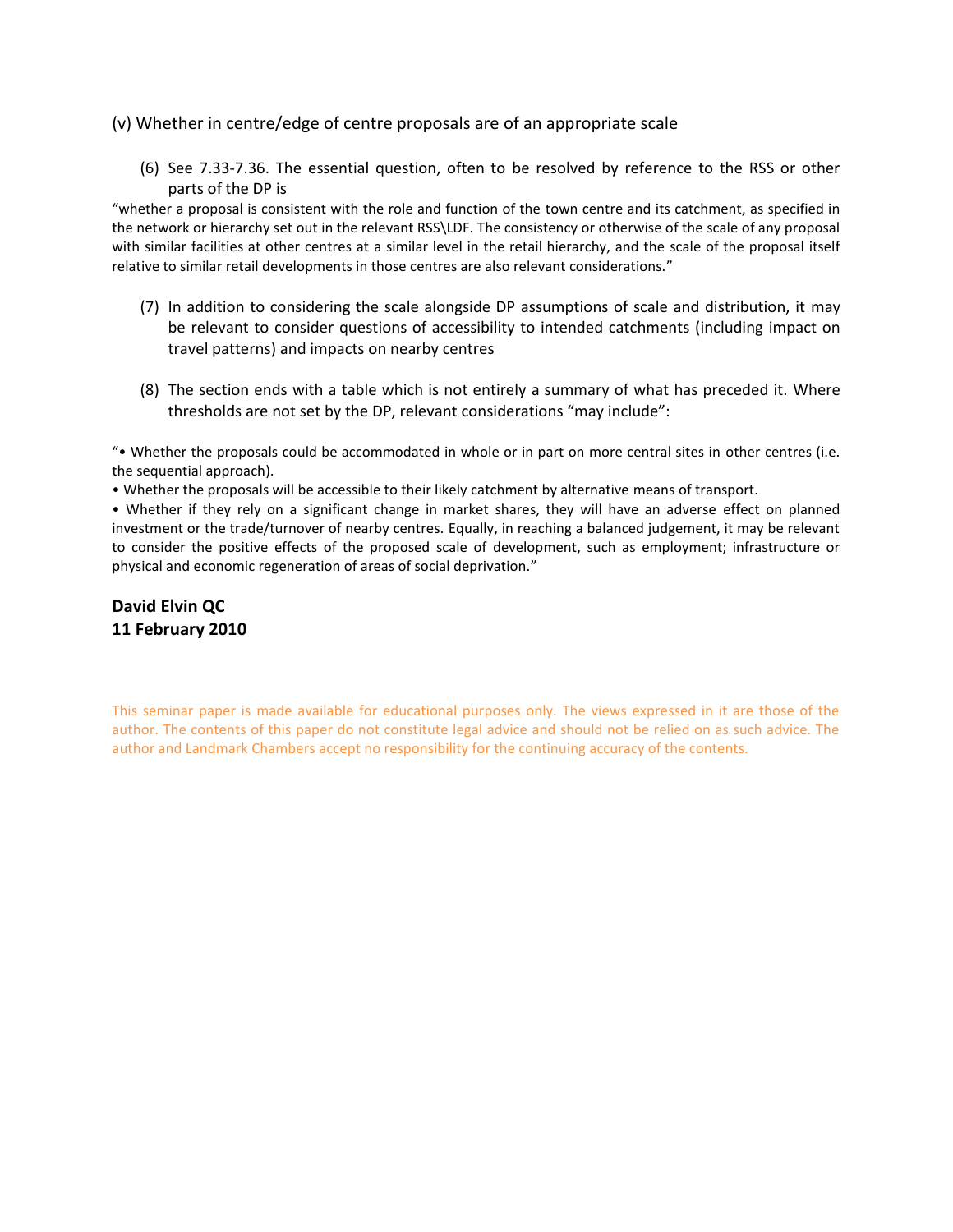(v) Whether in centre/edge of centre proposals are of an appropriate scale

(6) See 7.33-7.36. The essential question, often to be resolved by reference to the RSS or other parts of the DP is

"whether a proposal is consistent with the role and function of the town centre and its catchment, as specified in the network or hierarchy set out in the relevant RSS\LDF. The consistency or otherwise of the scale of any proposal with similar facilities at other centres at a similar level in the retail hierarchy, and the scale of the proposal itself relative to similar retail developments in those centres are also relevant considerations."

(7) In addition to considering the scale alongside DP assumptions of scale and distribution, it may be relevant to consider questions of accessibility to intended catchments (including impact on travel patterns) and impacts on nearby centres

(8) The section ends with a table which is not entirely a summary of what has preceded it. Where thresholds are not set by the DP, relevant considerations "may include":

"• Whether the proposals could be accommodated in whole or in part on more central sites in other centres (i.e. the sequential approach).

• Whether the proposals will be accessible to their likely catchment by alternative means of transport.

• Whether if they rely on a significant change in market shares, they will have an adverse effect on planned investment or the trade/turnover of nearby centres. Equally, in reaching a balanced judgement, it may be relevant to consider the positive effects of the proposed scale of development, such as employment; infrastructure or physical and economic regeneration of areas of social deprivation."

**David Elvin QC**
**11 February 2010**

This seminar paper is made available for educational purposes only. The views expressed in it are those of the author. The contents of this paper do not constitute legal advice and should not be relied on as such advice. The author and Landmark Chambers accept no responsibility for the continuing accuracy of the contents.